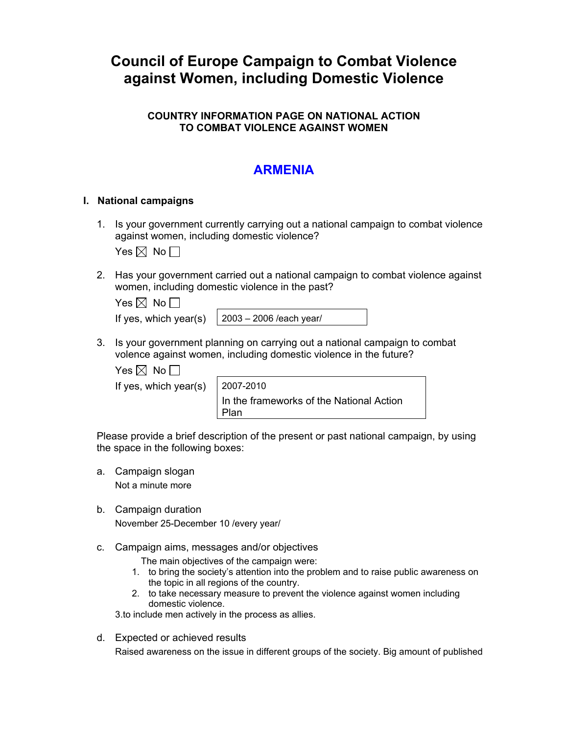// Council of Europe Campaign to Combat Violence against Women, including Domestic Violence

**COUNTRY INFORMATION PAGE ON NATIONAL ACTION TO COMBAT VIOLENCE AGAINST WOMEN**

## ARMENIA

### I. National campaigns

1. Is your government currently carrying out a national campaign to combat violence against women, including domestic violence?

   Yes ☒ No ☐

2. Has your government carried out a national campaign to combat violence against women, including domestic violence in the past?

   Yes ☒ No ☐

   If yes, which year(s): 2003 – 2006 /each year/

3. Is your government planning on carrying out a national campaign to combat volence against women, including domestic violence in the future?

   Yes ☒ No ☐

   If yes, which year(s): 2007-2010 In the frameworks of the National Action Plan

Please provide a brief description of the present or past national campaign, by using the space in the following boxes:

a. Campaign slogan

   Not a minute more

b. Campaign duration

   November 25-December 10 /every year/

c. Campaign aims, messages and/or objectives

   The main objectives of the campaign were:

   1. to bring the society's attention into the problem and to raise public awareness on the topic in all regions of the country.
   2. to take necessary measure to prevent the violence against women including domestic violence.

   3.to include men actively in the process as allies.

d. Expected or achieved results

   Raised awareness on the issue in different groups of the society. Big amount of published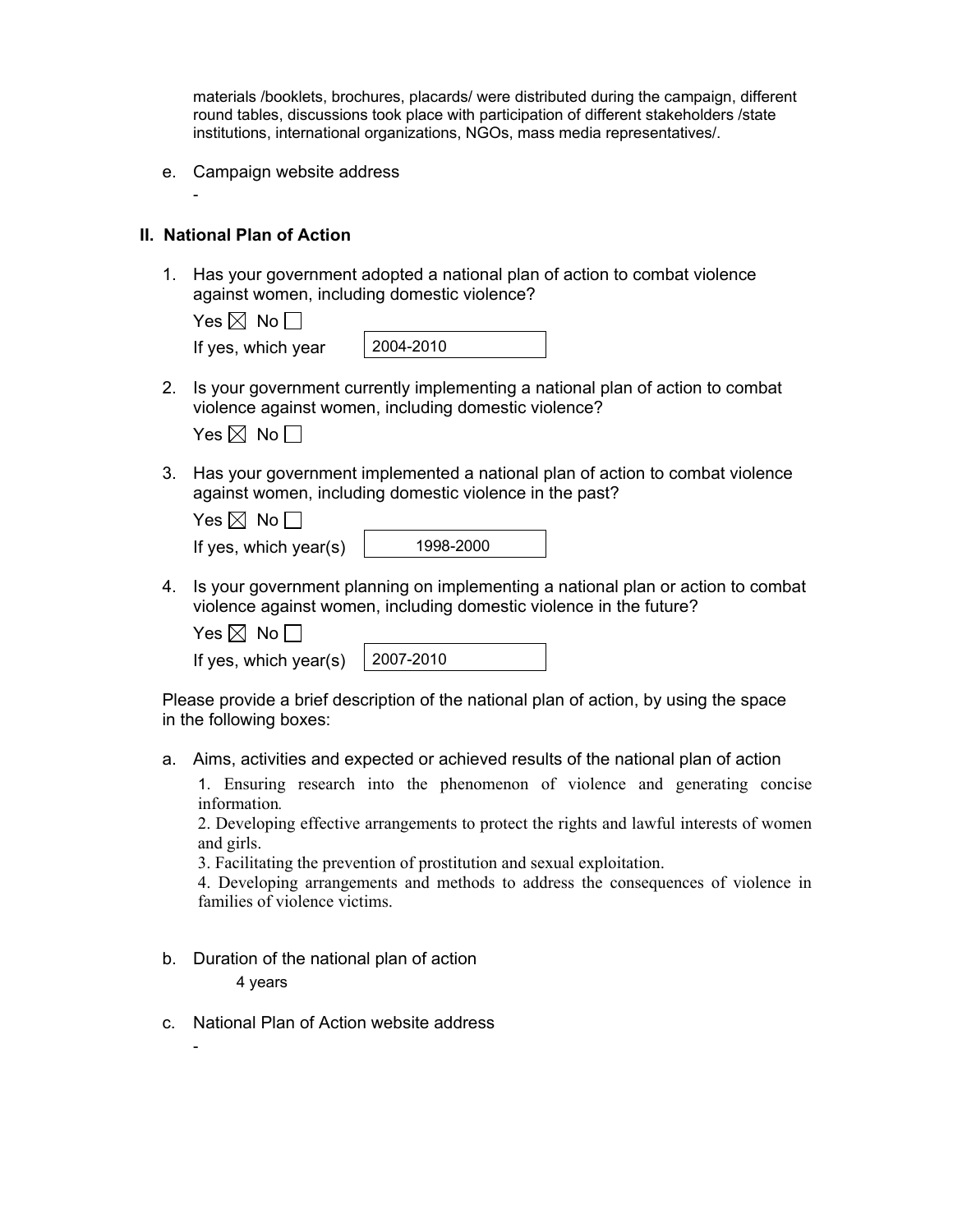materials /booklets, brochures, placards/ were distributed during the campaign, different round tables, discussions took place with participation of different stakeholders /state institutions, international organizations, NGOs, mass media representatives/.

e. Campaign website address

   -

## II. National Plan of Action

1. Has your government adopted a national plan of action to combat violence against women, including domestic violence?

   Yes ☒ No ☐

   If yes, which year: 2004-2010

2. Is your government currently implementing a national plan of action to combat violence against women, including domestic violence?

   Yes ☒ No ☐

3. Has your government implemented a national plan of action to combat violence against women, including domestic violence in the past?

   Yes ☒ No ☐

   If yes, which year(s): 1998-2000

4. Is your government planning on implementing a national plan or action to combat violence against women, including domestic violence in the future?

   Yes ☒ No ☐

   If yes, which year(s): 2007-2010

Please provide a brief description of the national plan of action, by using the space in the following boxes:

a. Aims, activities and expected or achieved results of the national plan of action

   1. Ensuring research into the phenomenon of violence and generating concise information.
   2. Developing effective arrangements to protect the rights and lawful interests of women and girls.
   3. Facilitating the prevention of prostitution and sexual exploitation.
   4. Developing arrangements and methods to address the consequences of violence in families of violence victims.

b. Duration of the national plan of action

   4 years

c. National Plan of Action website address

   -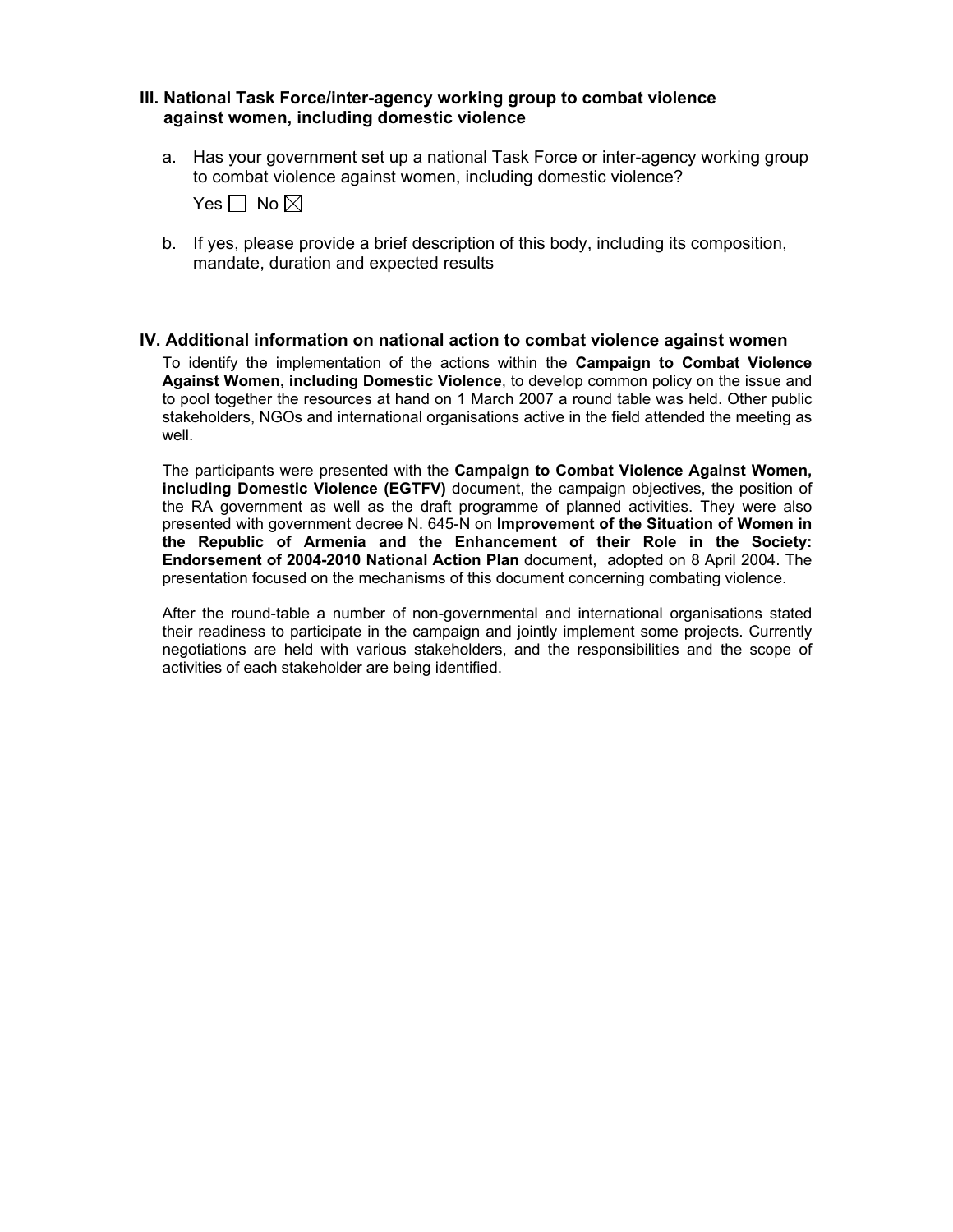## III. National Task Force/inter-agency working group to combat violence against women, including domestic violence

a. Has your government set up a national Task Force or inter-agency working group to combat violence against women, including domestic violence?

Yes ☐ No ☒

b. If yes, please provide a brief description of this body, including its composition, mandate, duration and expected results

## IV. Additional information on national action to combat violence against women

To identify the implementation of the actions within the **Campaign to Combat Violence Against Women, including Domestic Violence**, to develop common policy on the issue and to pool together the resources at hand on 1 March 2007 a round table was held. Other public stakeholders, NGOs and international organisations active in the field attended the meeting as well.

The participants were presented with the **Campaign to Combat Violence Against Women, including Domestic Violence (EGTFV)** document, the campaign objectives, the position of the RA government as well as the draft programme of planned activities. They were also presented with government decree N. 645-N on **Improvement of the Situation of Women in the Republic of Armenia and the Enhancement of their Role in the Society: Endorsement of 2004-2010 National Action Plan** document, adopted on 8 April 2004. The presentation focused on the mechanisms of this document concerning combating violence.

After the round-table a number of non-governmental and international organisations stated their readiness to participate in the campaign and jointly implement some projects. Currently negotiations are held with various stakeholders, and the responsibilities and the scope of activities of each stakeholder are being identified.